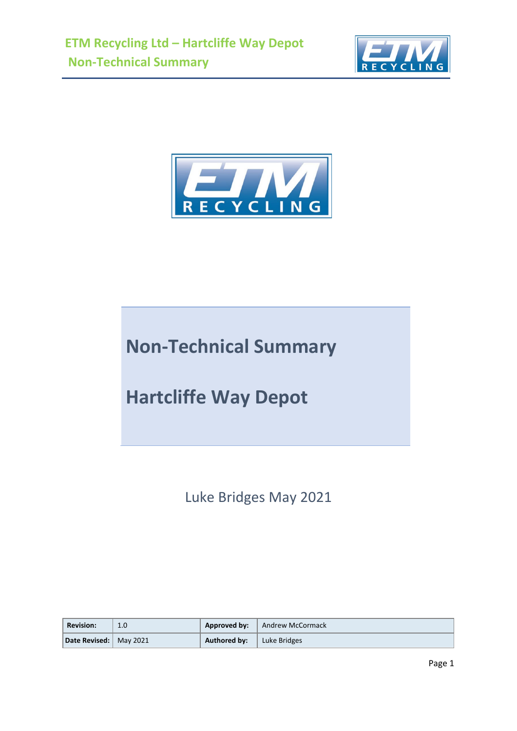# Non-Technical Summary

# Hartcliffe Way Depot

Luke Bridges May 2021

| Revision: | 1.0 | Approved by: | Andrew McCormack |
|---|---|---|---|
| Date Revised: | May 2021 | Authored by: | Luke Bridges |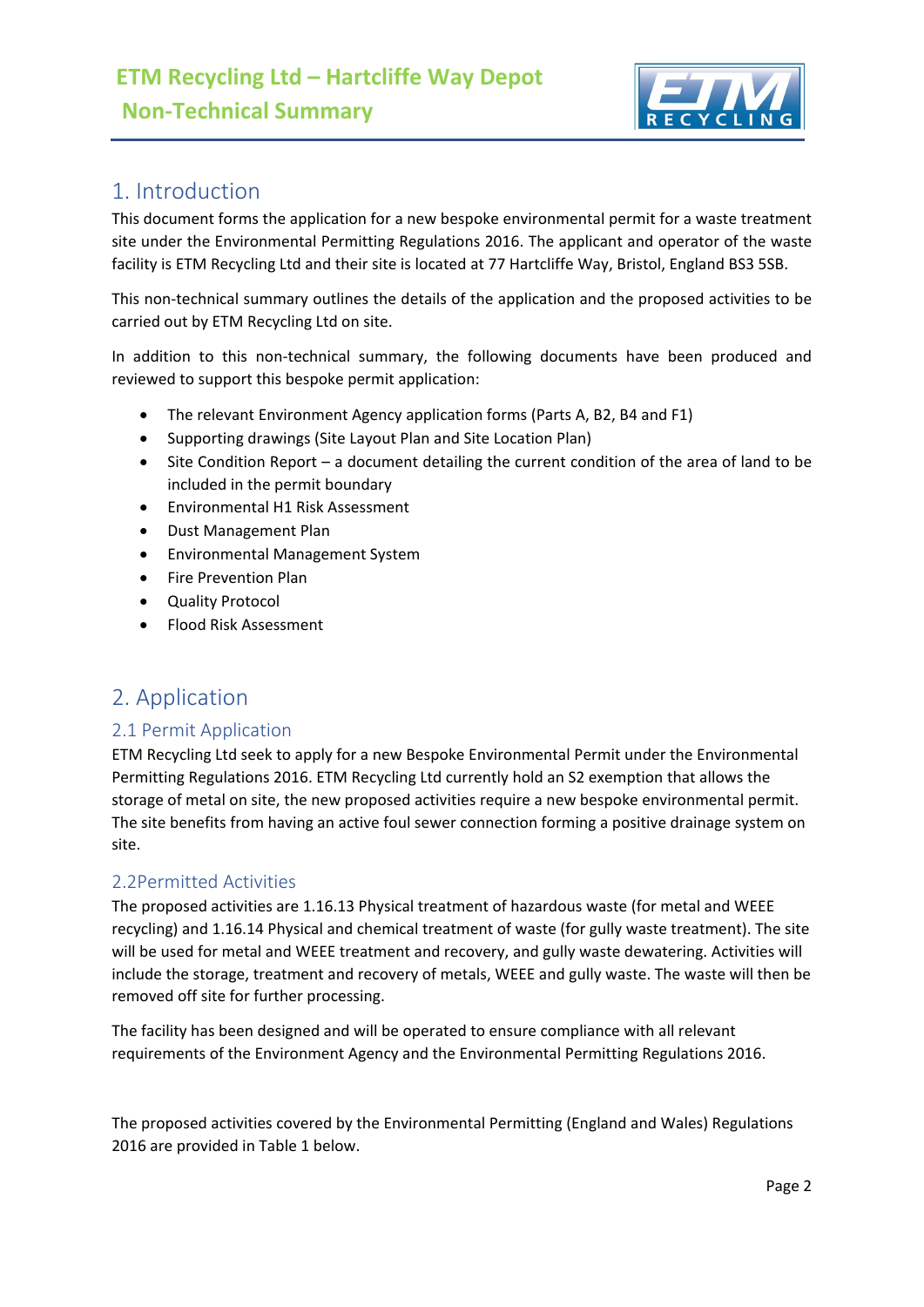# 1. Introduction

This document forms the application for a new bespoke environmental permit for a waste treatment site under the Environmental Permitting Regulations 2016. The applicant and operator of the waste facility is ETM Recycling Ltd and their site is located at 77 Hartcliffe Way, Bristol, England BS3 5SB.

This non-technical summary outlines the details of the application and the proposed activities to be carried out by ETM Recycling Ltd on site.

In addition to this non-technical summary, the following documents have been produced and reviewed to support this bespoke permit application:

- The relevant Environment Agency application forms (Parts A, B2, B4 and F1)
- Supporting drawings (Site Layout Plan and Site Location Plan)
- Site Condition Report – a document detailing the current condition of the area of land to be included in the permit boundary
- Environmental H1 Risk Assessment
- Dust Management Plan
- Environmental Management System
- Fire Prevention Plan
- Quality Protocol
- Flood Risk Assessment

# 2. Application

## 2.1 Permit Application

ETM Recycling Ltd seek to apply for a new Bespoke Environmental Permit under the Environmental Permitting Regulations 2016. ETM Recycling Ltd currently hold an S2 exemption that allows the storage of metal on site, the new proposed activities require a new bespoke environmental permit. The site benefits from having an active foul sewer connection forming a positive drainage system on site.

## 2.2Permitted Activities

The proposed activities are 1.16.13 Physical treatment of hazardous waste (for metal and WEEE recycling) and 1.16.14 Physical and chemical treatment of waste (for gully waste treatment). The site will be used for metal and WEEE treatment and recovery, and gully waste dewatering. Activities will include the storage, treatment and recovery of metals, WEEE and gully waste. The waste will then be removed off site for further processing.

The facility has been designed and will be operated to ensure compliance with all relevant requirements of the Environment Agency and the Environmental Permitting Regulations 2016.

The proposed activities covered by the Environmental Permitting (England and Wales) Regulations 2016 are provided in Table 1 below.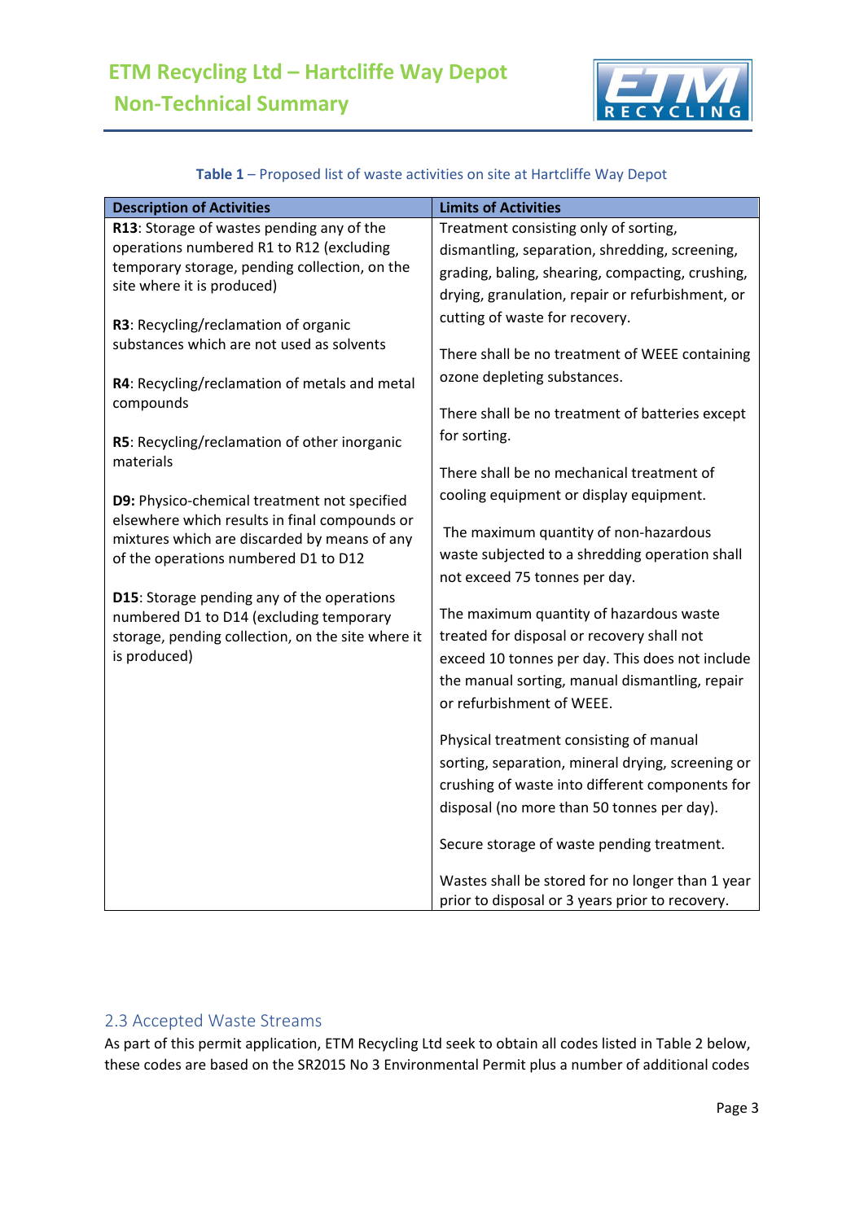**Table 1** – Proposed list of waste activities on site at Hartcliffe Way Depot

| Description of Activities | Limits of Activities |
|---|---|
| **R13**: Storage of wastes pending any of the operations numbered R1 to R12 (excluding temporary storage, pending collection, on the site where it is produced)<br><br>**R3**: Recycling/reclamation of organic substances which are not used as solvents<br><br>**R4**: Recycling/reclamation of metals and metal compounds<br><br>**R5**: Recycling/reclamation of other inorganic materials<br><br>**D9:** Physico-chemical treatment not specified elsewhere which results in final compounds or mixtures which are discarded by means of any of the operations numbered D1 to D12<br><br>**D15**: Storage pending any of the operations numbered D1 to D14 (excluding temporary storage, pending collection, on the site where it is produced) | Treatment consisting only of sorting, dismantling, separation, shredding, screening, grading, baling, shearing, compacting, crushing, drying, granulation, repair or refurbishment, or cutting of waste for recovery.<br><br>There shall be no treatment of WEEE containing ozone depleting substances.<br><br>There shall be no treatment of batteries except for sorting.<br><br>There shall be no mechanical treatment of cooling equipment or display equipment.<br><br>The maximum quantity of non-hazardous waste subjected to a shredding operation shall not exceed 75 tonnes per day.<br><br>The maximum quantity of hazardous waste treated for disposal or recovery shall not exceed 10 tonnes per day. This does not include the manual sorting, manual dismantling, repair or refurbishment of WEEE.<br><br>Physical treatment consisting of manual sorting, separation, mineral drying, screening or crushing of waste into different components for disposal (no more than 50 tonnes per day).<br><br>Secure storage of waste pending treatment.<br><br>Wastes shall be stored for no longer than 1 year prior to disposal or 3 years prior to recovery. |

## 2.3 Accepted Waste Streams

As part of this permit application, ETM Recycling Ltd seek to obtain all codes listed in Table 2 below, these codes are based on the SR2015 No 3 Environmental Permit plus a number of additional codes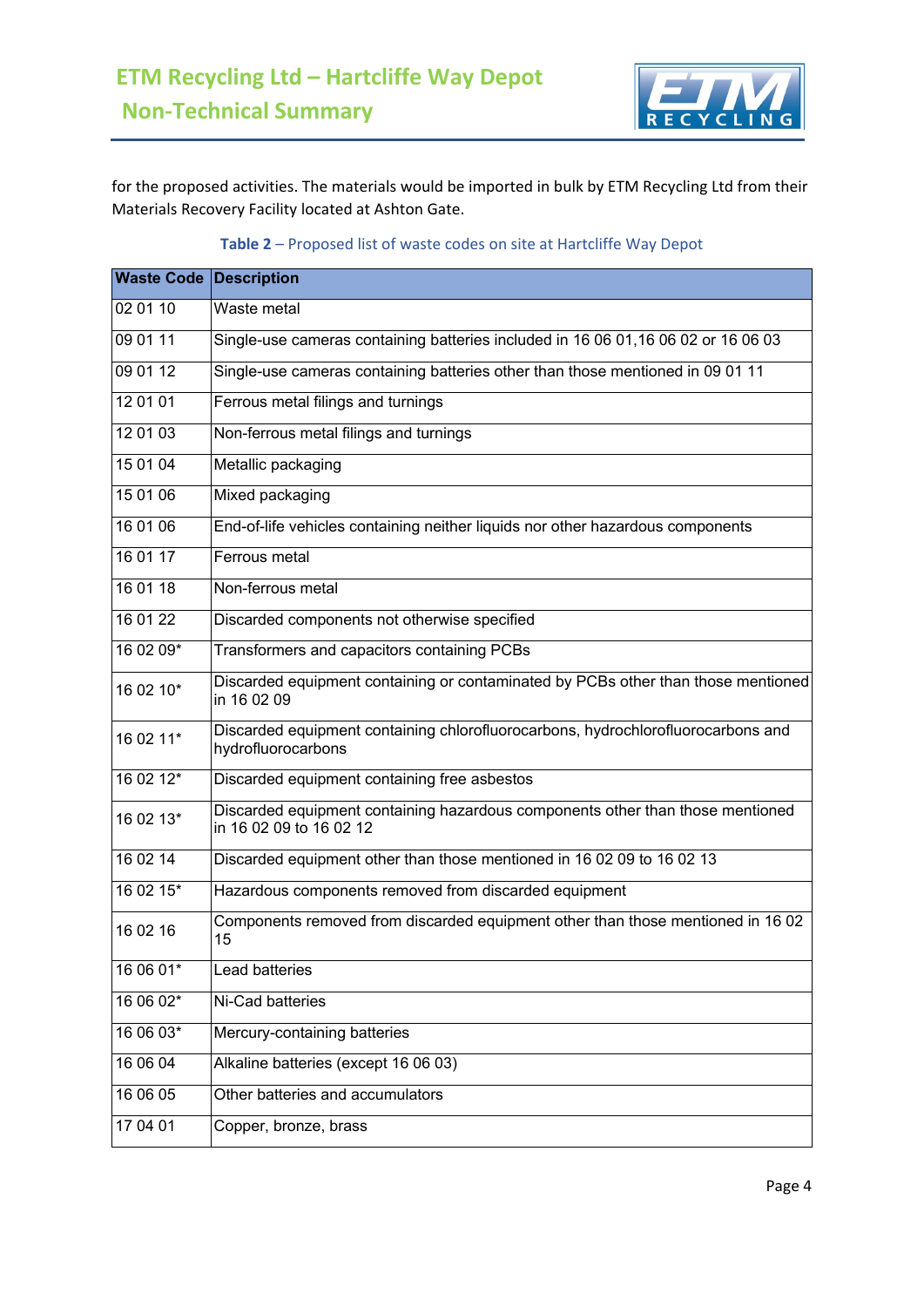for the proposed activities. The materials would be imported in bulk by ETM Recycling Ltd from their Materials Recovery Facility located at Ashton Gate.

**Table 2** – Proposed list of waste codes on site at Hartcliffe Way Depot

| Waste Code | Description |
|---|---|
| 02 01 10 | Waste metal |
| 09 01 11 | Single-use cameras containing batteries included in 16 06 01,16 06 02 or 16 06 03 |
| 09 01 12 | Single-use cameras containing batteries other than those mentioned in 09 01 11 |
| 12 01 01 | Ferrous metal filings and turnings |
| 12 01 03 | Non-ferrous metal filings and turnings |
| 15 01 04 | Metallic packaging |
| 15 01 06 | Mixed packaging |
| 16 01 06 | End-of-life vehicles containing neither liquids nor other hazardous components |
| 16 01 17 | Ferrous metal |
| 16 01 18 | Non-ferrous metal |
| 16 01 22 | Discarded components not otherwise specified |
| 16 02 09* | Transformers and capacitors containing PCBs |
| 16 02 10* | Discarded equipment containing or contaminated by PCBs other than those mentioned in 16 02 09 |
| 16 02 11* | Discarded equipment containing chlorofluorocarbons, hydrochlorofluorocarbons and hydrofluorocarbons |
| 16 02 12* | Discarded equipment containing free asbestos |
| 16 02 13* | Discarded equipment containing hazardous components other than those mentioned in 16 02 09 to 16 02 12 |
| 16 02 14 | Discarded equipment other than those mentioned in 16 02 09 to 16 02 13 |
| 16 02 15* | Hazardous components removed from discarded equipment |
| 16 02 16 | Components removed from discarded equipment other than those mentioned in 16 02 15 |
| 16 06 01* | Lead batteries |
| 16 06 02* | Ni-Cad batteries |
| 16 06 03* | Mercury-containing batteries |
| 16 06 04 | Alkaline batteries (except 16 06 03) |
| 16 06 05 | Other batteries and accumulators |
| 17 04 01 | Copper, bronze, brass |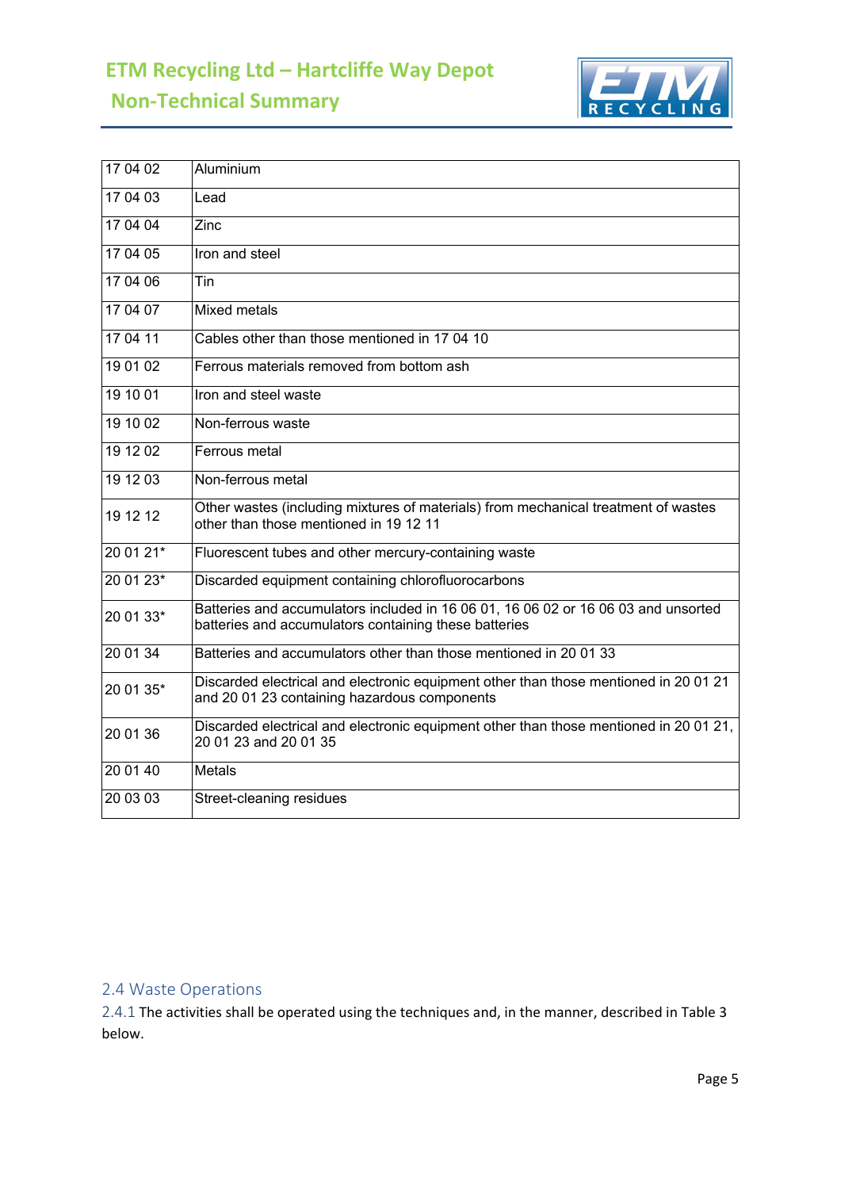| 17 04 02 | Aluminium |
|---|---|
| 17 04 03 | Lead |
| 17 04 04 | Zinc |
| 17 04 05 | Iron and steel |
| 17 04 06 | Tin |
| 17 04 07 | Mixed metals |
| 17 04 11 | Cables other than those mentioned in 17 04 10 |
| 19 01 02 | Ferrous materials removed from bottom ash |
| 19 10 01 | Iron and steel waste |
| 19 10 02 | Non-ferrous waste |
| 19 12 02 | Ferrous metal |
| 19 12 03 | Non-ferrous metal |
| 19 12 12 | Other wastes (including mixtures of materials) from mechanical treatment of wastes other than those mentioned in 19 12 11 |
| 20 01 21* | Fluorescent tubes and other mercury-containing waste |
| 20 01 23* | Discarded equipment containing chlorofluorocarbons |
| 20 01 33* | Batteries and accumulators included in 16 06 01, 16 06 02 or 16 06 03 and unsorted batteries and accumulators containing these batteries |
| 20 01 34 | Batteries and accumulators other than those mentioned in 20 01 33 |
| 20 01 35* | Discarded electrical and electronic equipment other than those mentioned in 20 01 21 and 20 01 23 containing hazardous components |
| 20 01 36 | Discarded electrical and electronic equipment other than those mentioned in 20 01 21, 20 01 23 and 20 01 35 |
| 20 01 40 | Metals |
| 20 03 03 | Street-cleaning residues |

## 2.4 Waste Operations

2.4.1 The activities shall be operated using the techniques and, in the manner, described in Table 3 below.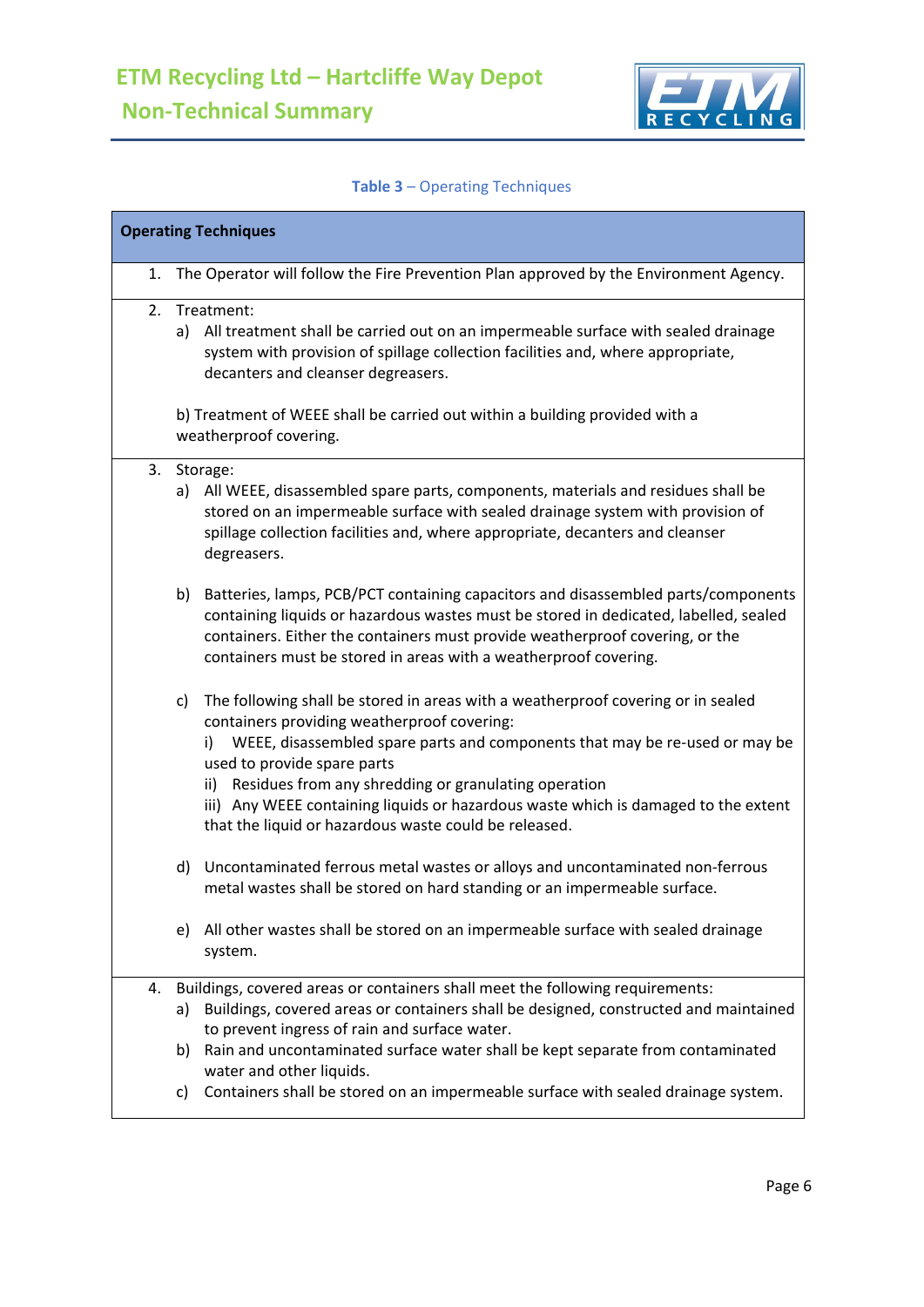**Table 3** – Operating Techniques

| Operating Techniques |
|---|
| 1. The Operator will follow the Fire Prevention Plan approved by the Environment Agency. |
| 2. Treatment:<br>a) All treatment shall be carried out on an impermeable surface with sealed drainage system with provision of spillage collection facilities and, where appropriate, decanters and cleanser degreasers.<br><br>b) Treatment of WEEE shall be carried out within a building provided with a weatherproof covering. |
| 3. Storage:<br>a) All WEEE, disassembled spare parts, components, materials and residues shall be stored on an impermeable surface with sealed drainage system with provision of spillage collection facilities and, where appropriate, decanters and cleanser degreasers.<br><br>b) Batteries, lamps, PCB/PCT containing capacitors and disassembled parts/components containing liquids or hazardous wastes must be stored in dedicated, labelled, sealed containers. Either the containers must provide weatherproof covering, or the containers must be stored in areas with a weatherproof covering.<br><br>c) The following shall be stored in areas with a weatherproof covering or in sealed containers providing weatherproof covering:<br>i) WEEE, disassembled spare parts and components that may be re-used or may be used to provide spare parts<br>ii) Residues from any shredding or granulating operation<br>iii) Any WEEE containing liquids or hazardous waste which is damaged to the extent that the liquid or hazardous waste could be released.<br><br>d) Uncontaminated ferrous metal wastes or alloys and uncontaminated non-ferrous metal wastes shall be stored on hard standing or an impermeable surface.<br><br>e) All other wastes shall be stored on an impermeable surface with sealed drainage system. |
| 4. Buildings, covered areas or containers shall meet the following requirements:<br>a) Buildings, covered areas or containers shall be designed, constructed and maintained to prevent ingress of rain and surface water.<br>b) Rain and uncontaminated surface water shall be kept separate from contaminated water and other liquids.<br>c) Containers shall be stored on an impermeable surface with sealed drainage system. |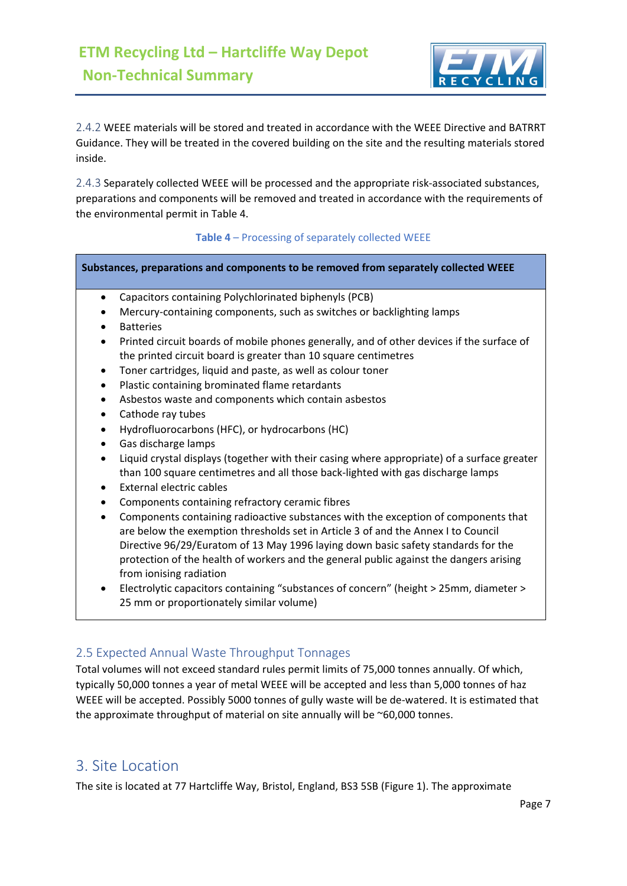2.4.2 WEEE materials will be stored and treated in accordance with the WEEE Directive and BATRRT Guidance. They will be treated in the covered building on the site and the resulting materials stored inside.

2.4.3 Separately collected WEEE will be processed and the appropriate risk-associated substances, preparations and components will be removed and treated in accordance with the requirements of the environmental permit in Table 4.

**Table 4** – Processing of separately collected WEEE

| Substances, preparations and components to be removed from separately collected WEEE |
|---|
| • Capacitors containing Polychlorinated biphenyls (PCB)<br>• Mercury-containing components, such as switches or backlighting lamps<br>• Batteries<br>• Printed circuit boards of mobile phones generally, and of other devices if the surface of the printed circuit board is greater than 10 square centimetres<br>• Toner cartridges, liquid and paste, as well as colour toner<br>• Plastic containing brominated flame retardants<br>• Asbestos waste and components which contain asbestos<br>• Cathode ray tubes<br>• Hydrofluorocarbons (HFC), or hydrocarbons (HC)<br>• Gas discharge lamps<br>• Liquid crystal displays (together with their casing where appropriate) of a surface greater than 100 square centimetres and all those back-lighted with gas discharge lamps<br>• External electric cables<br>• Components containing refractory ceramic fibres<br>• Components containing radioactive substances with the exception of components that are below the exemption thresholds set in Article 3 of and the Annex I to Council Directive 96/29/Euratom of 13 May 1996 laying down basic safety standards for the protection of the health of workers and the general public against the dangers arising from ionising radiation<br>• Electrolytic capacitors containing "substances of concern" (height > 25mm, diameter > 25 mm or proportionately similar volume) |

## 2.5 Expected Annual Waste Throughput Tonnages

Total volumes will not exceed standard rules permit limits of 75,000 tonnes annually. Of which, typically 50,000 tonnes a year of metal WEEE will be accepted and less than 5,000 tonnes of haz WEEE will be accepted. Possibly 5000 tonnes of gully waste will be de-watered. It is estimated that the approximate throughput of material on site annually will be ~60,000 tonnes.

# 3. Site Location

The site is located at 77 Hartcliffe Way, Bristol, England, BS3 5SB (Figure 1). The approximate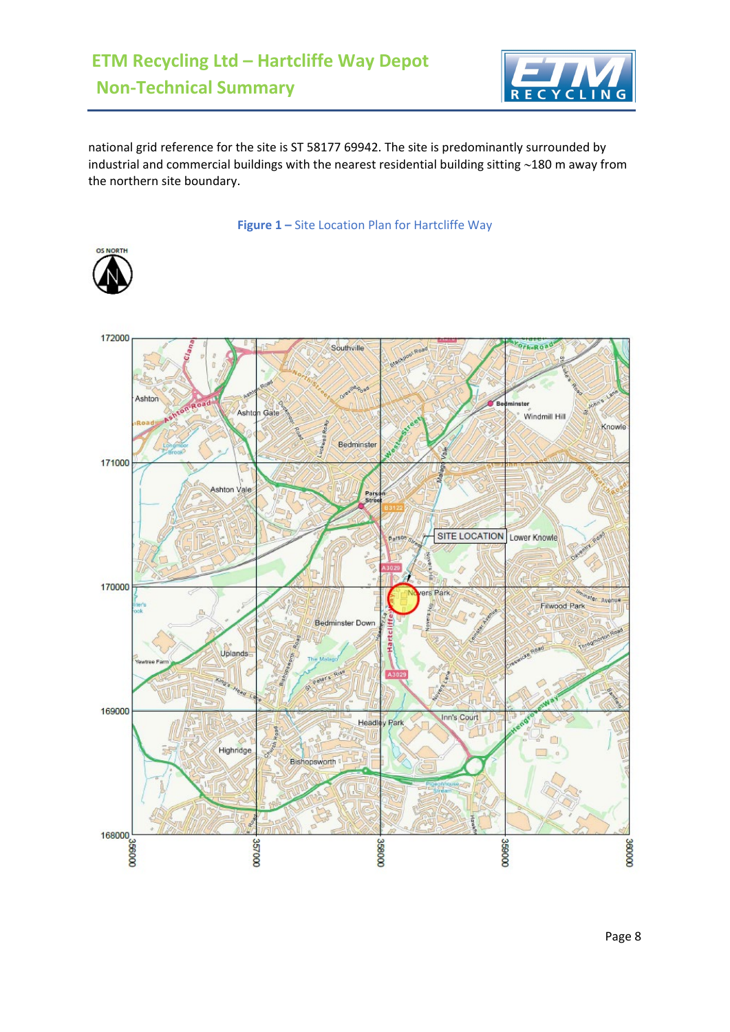national grid reference for the site is ST 58177 69942. The site is predominantly surrounded by industrial and commercial buildings with the nearest residential building sitting ~180 m away from the northern site boundary.

**Figure 1 –** Site Location Plan for Hartcliffe Way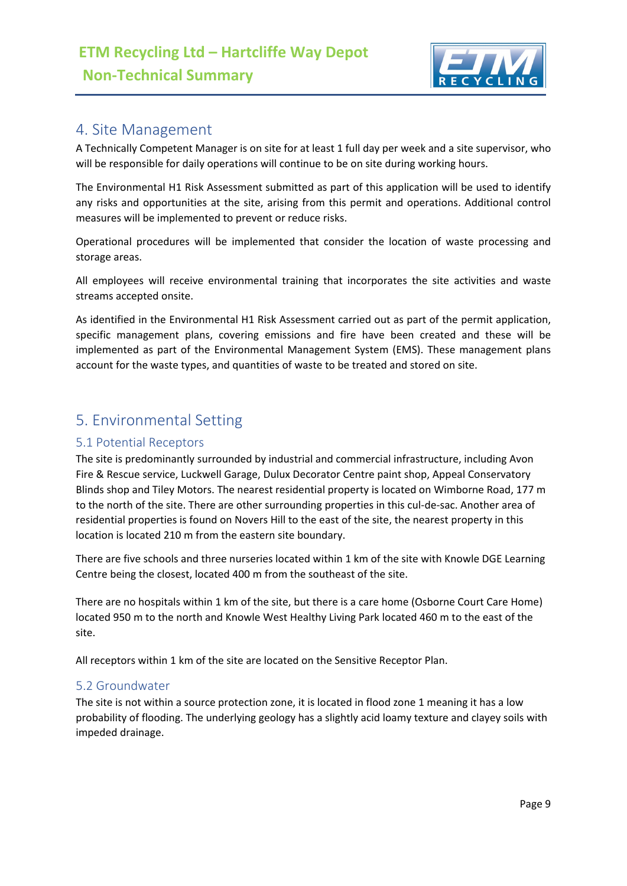## 4. Site Management

A Technically Competent Manager is on site for at least 1 full day per week and a site supervisor, who will be responsible for daily operations will continue to be on site during working hours.

The Environmental H1 Risk Assessment submitted as part of this application will be used to identify any risks and opportunities at the site, arising from this permit and operations. Additional control measures will be implemented to prevent or reduce risks.

Operational procedures will be implemented that consider the location of waste processing and storage areas.

All employees will receive environmental training that incorporates the site activities and waste streams accepted onsite.

As identified in the Environmental H1 Risk Assessment carried out as part of the permit application, specific management plans, covering emissions and fire have been created and these will be implemented as part of the Environmental Management System (EMS). These management plans account for the waste types, and quantities of waste to be treated and stored on site.

## 5. Environmental Setting

### 5.1 Potential Receptors

The site is predominantly surrounded by industrial and commercial infrastructure, including Avon Fire & Rescue service, Luckwell Garage, Dulux Decorator Centre paint shop, Appeal Conservatory Blinds shop and Tiley Motors. The nearest residential property is located on Wimborne Road, 177 m to the north of the site. There are other surrounding properties in this cul-de-sac. Another area of residential properties is found on Novers Hill to the east of the site, the nearest property in this location is located 210 m from the eastern site boundary.

There are five schools and three nurseries located within 1 km of the site with Knowle DGE Learning Centre being the closest, located 400 m from the southeast of the site.

There are no hospitals within 1 km of the site, but there is a care home (Osborne Court Care Home) located 950 m to the north and Knowle West Healthy Living Park located 460 m to the east of the site.

All receptors within 1 km of the site are located on the Sensitive Receptor Plan.

### 5.2 Groundwater

The site is not within a source protection zone, it is located in flood zone 1 meaning it has a low probability of flooding. The underlying geology has a slightly acid loamy texture and clayey soils with impeded drainage.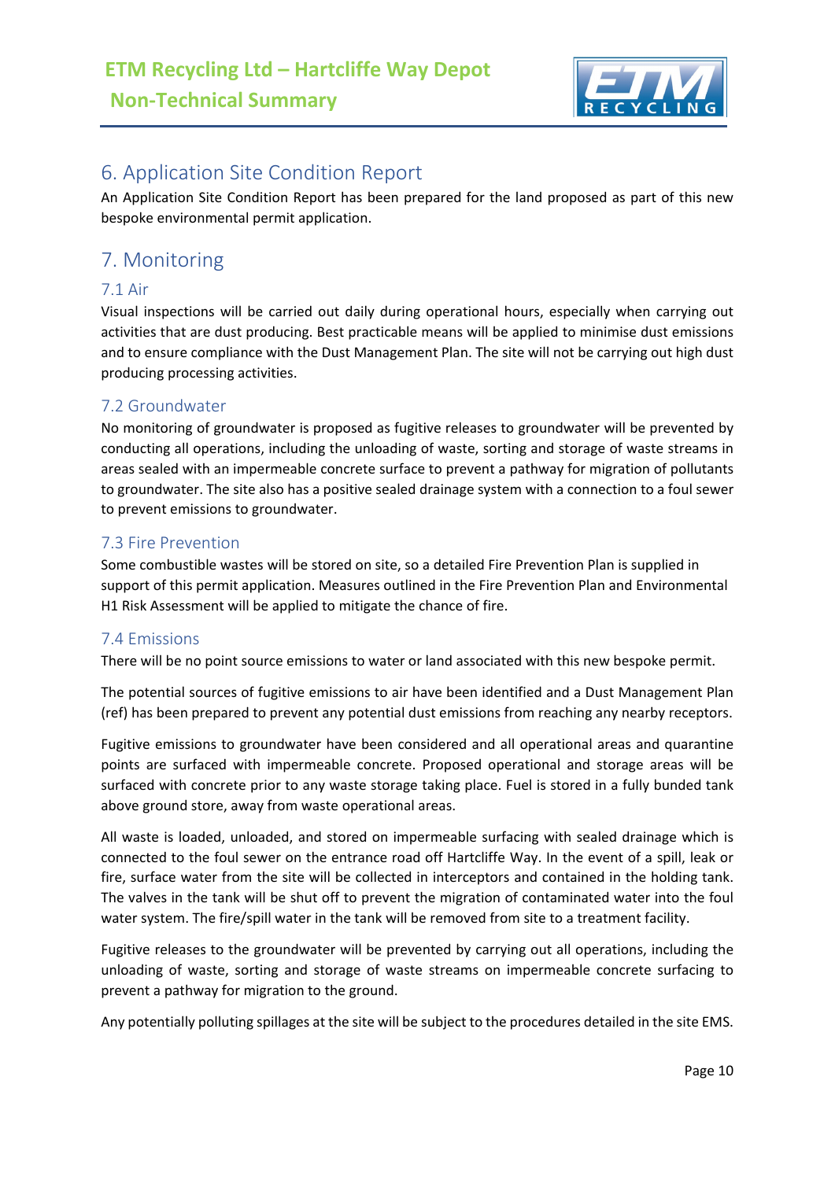## 6. Application Site Condition Report

An Application Site Condition Report has been prepared for the land proposed as part of this new bespoke environmental permit application.

## 7. Monitoring

### 7.1 Air

Visual inspections will be carried out daily during operational hours, especially when carrying out activities that are dust producing. Best practicable means will be applied to minimise dust emissions and to ensure compliance with the Dust Management Plan. The site will not be carrying out high dust producing processing activities.

### 7.2 Groundwater

No monitoring of groundwater is proposed as fugitive releases to groundwater will be prevented by conducting all operations, including the unloading of waste, sorting and storage of waste streams in areas sealed with an impermeable concrete surface to prevent a pathway for migration of pollutants to groundwater. The site also has a positive sealed drainage system with a connection to a foul sewer to prevent emissions to groundwater.

### 7.3 Fire Prevention

Some combustible wastes will be stored on site, so a detailed Fire Prevention Plan is supplied in support of this permit application. Measures outlined in the Fire Prevention Plan and Environmental H1 Risk Assessment will be applied to mitigate the chance of fire.

### 7.4 Emissions

There will be no point source emissions to water or land associated with this new bespoke permit.

The potential sources of fugitive emissions to air have been identified and a Dust Management Plan (ref) has been prepared to prevent any potential dust emissions from reaching any nearby receptors.

Fugitive emissions to groundwater have been considered and all operational areas and quarantine points are surfaced with impermeable concrete. Proposed operational and storage areas will be surfaced with concrete prior to any waste storage taking place. Fuel is stored in a fully bunded tank above ground store, away from waste operational areas.

All waste is loaded, unloaded, and stored on impermeable surfacing with sealed drainage which is connected to the foul sewer on the entrance road off Hartcliffe Way. In the event of a spill, leak or fire, surface water from the site will be collected in interceptors and contained in the holding tank. The valves in the tank will be shut off to prevent the migration of contaminated water into the foul water system. The fire/spill water in the tank will be removed from site to a treatment facility.

Fugitive releases to the groundwater will be prevented by carrying out all operations, including the unloading of waste, sorting and storage of waste streams on impermeable concrete surfacing to prevent a pathway for migration to the ground.

Any potentially polluting spillages at the site will be subject to the procedures detailed in the site EMS.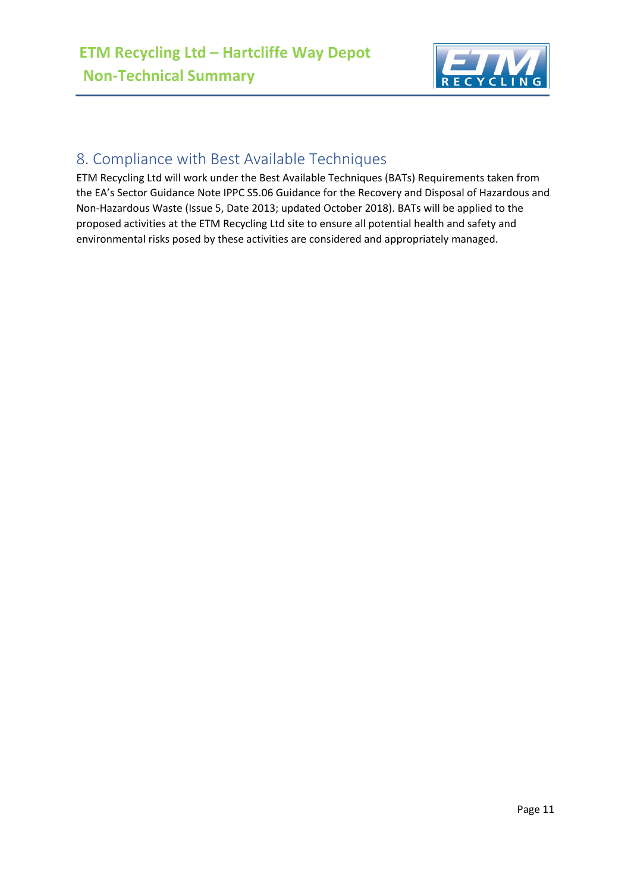## 8. Compliance with Best Available Techniques

ETM Recycling Ltd will work under the Best Available Techniques (BATs) Requirements taken from the EA's Sector Guidance Note IPPC S5.06 Guidance for the Recovery and Disposal of Hazardous and Non-Hazardous Waste (Issue 5, Date 2013; updated October 2018). BATs will be applied to the proposed activities at the ETM Recycling Ltd site to ensure all potential health and safety and environmental risks posed by these activities are considered and appropriately managed.